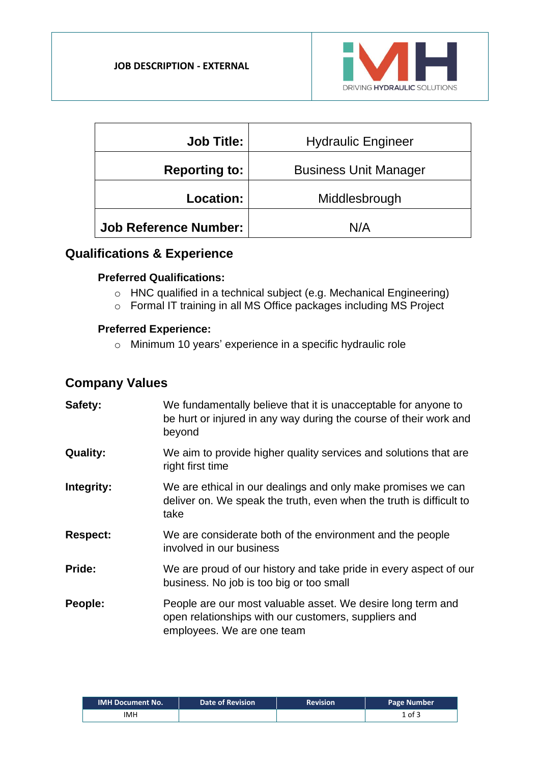**JOB DESCRIPTION - EXTERNAL**

iMH DRIVING HYDRAULIC SOLUTIONS

| | |
|---|---|
| **Job Title:** | Hydraulic Engineer |
| **Reporting to:** | Business Unit Manager |
| **Location:** | Middlesbrough |
| **Job Reference Number:** | N/A |

## Qualifications & Experience

### Preferred Qualifications:

- HNC qualified in a technical subject (e.g. Mechanical Engineering)
- Formal IT training in all MS Office packages including MS Project

### Preferred Experience:

- Minimum 10 years' experience in a specific hydraulic role

## Company Values

**Safety:** We fundamentally believe that it is unacceptable for anyone to be hurt or injured in any way during the course of their work and beyond

**Quality:** We aim to provide higher quality services and solutions that are right first time

**Integrity:** We are ethical in our dealings and only make promises we can deliver on. We speak the truth, even when the truth is difficult to take

**Respect:** We are considerate both of the environment and the people involved in our business

**Pride:** We are proud of our history and take pride in every aspect of our business. No job is too big or too small

**People:** People are our most valuable asset. We desire long term and open relationships with our customers, suppliers and employees. We are one team

| IMH Document No. | Date of Revision | Revision | Page Number |
|---|---|---|---|
| IMH | | | 1 of 3 |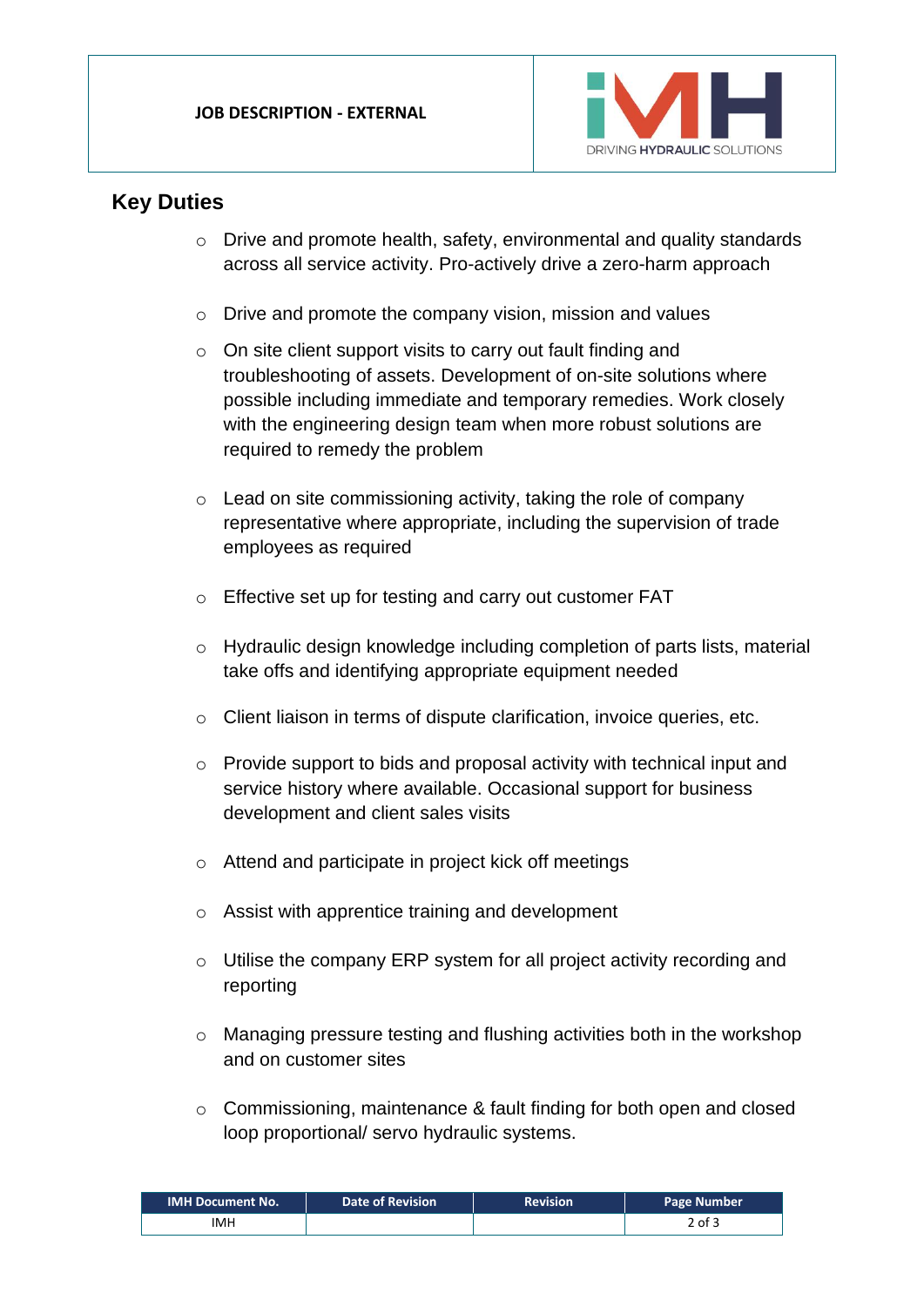## Key Duties

- Drive and promote health, safety, environmental and quality standards across all service activity. Pro-actively drive a zero-harm approach
- Drive and promote the company vision, mission and values
- On site client support visits to carry out fault finding and troubleshooting of assets. Development of on-site solutions where possible including immediate and temporary remedies. Work closely with the engineering design team when more robust solutions are required to remedy the problem
- Lead on site commissioning activity, taking the role of company representative where appropriate, including the supervision of trade employees as required
- Effective set up for testing and carry out customer FAT
- Hydraulic design knowledge including completion of parts lists, material take offs and identifying appropriate equipment needed
- Client liaison in terms of dispute clarification, invoice queries, etc.
- Provide support to bids and proposal activity with technical input and service history where available. Occasional support for business development and client sales visits
- Attend and participate in project kick off meetings
- Assist with apprentice training and development
- Utilise the company ERP system for all project activity recording and reporting
- Managing pressure testing and flushing activities both in the workshop and on customer sites
- Commissioning, maintenance & fault finding for both open and closed loop proportional/ servo hydraulic systems.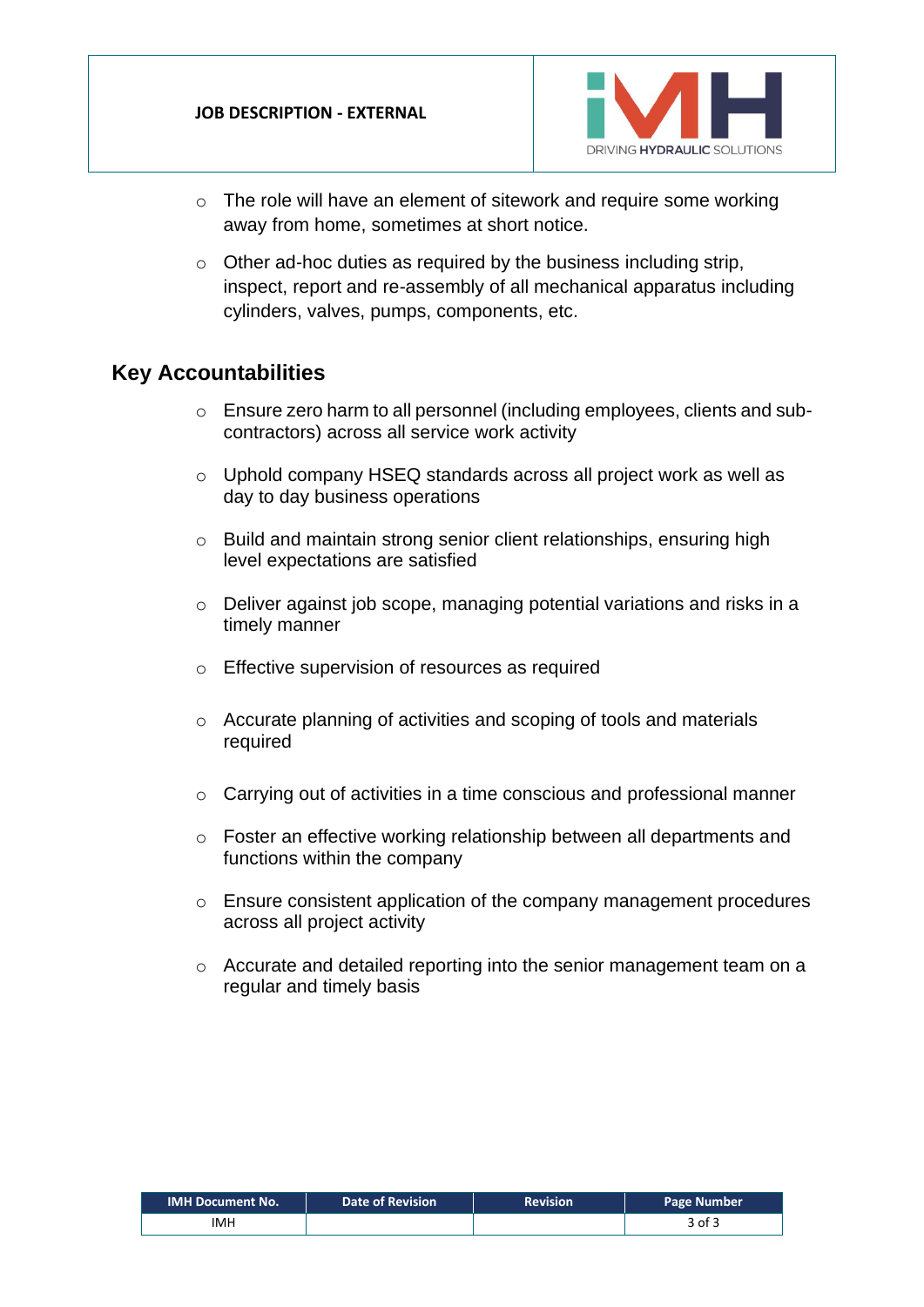- The role will have an element of sitework and require some working away from home, sometimes at short notice.
- Other ad-hoc duties as required by the business including strip, inspect, report and re-assembly of all mechanical apparatus including cylinders, valves, pumps, components, etc.

## Key Accountabilities

- Ensure zero harm to all personnel (including employees, clients and sub-contractors) across all service work activity
- Uphold company HSEQ standards across all project work as well as day to day business operations
- Build and maintain strong senior client relationships, ensuring high level expectations are satisfied
- Deliver against job scope, managing potential variations and risks in a timely manner
- Effective supervision of resources as required
- Accurate planning of activities and scoping of tools and materials required
- Carrying out of activities in a time conscious and professional manner
- Foster an effective working relationship between all departments and functions within the company
- Ensure consistent application of the company management procedures across all project activity
- Accurate and detailed reporting into the senior management team on a regular and timely basis